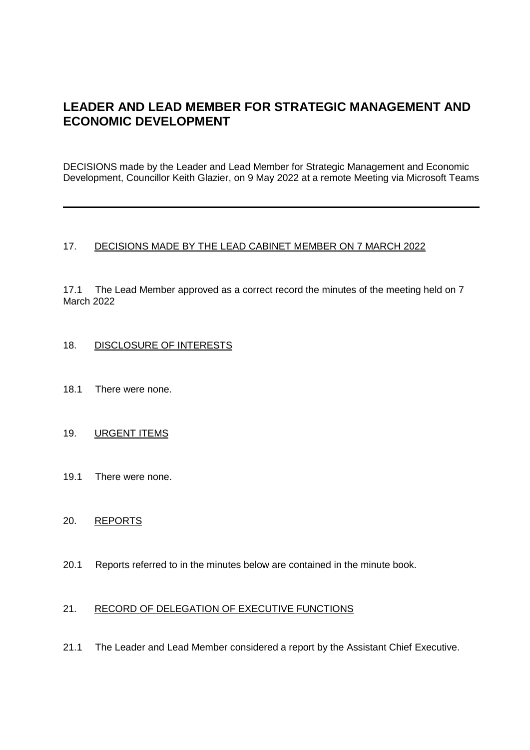# LEADER AND LEAD MEMBER FOR STRATEGIC MANAGEMENT AND ECONOMIC DEVELOPMENT

DECISIONS made by the Leader and Lead Member for Strategic Management and Economic Development, Councillor Keith Glazier, on 9 May 2022 at a remote Meeting via Microsoft Teams

---

17. DECISIONS MADE BY THE LEAD CABINET MEMBER ON 7 MARCH 2022

17.1 The Lead Member approved as a correct record the minutes of the meeting held on 7 March 2022

18. DISCLOSURE OF INTERESTS

18.1 There were none.

19. URGENT ITEMS

19.1 There were none.

20. REPORTS

20.1 Reports referred to in the minutes below are contained in the minute book.

21. RECORD OF DELEGATION OF EXECUTIVE FUNCTIONS

21.1 The Leader and Lead Member considered a report by the Assistant Chief Executive.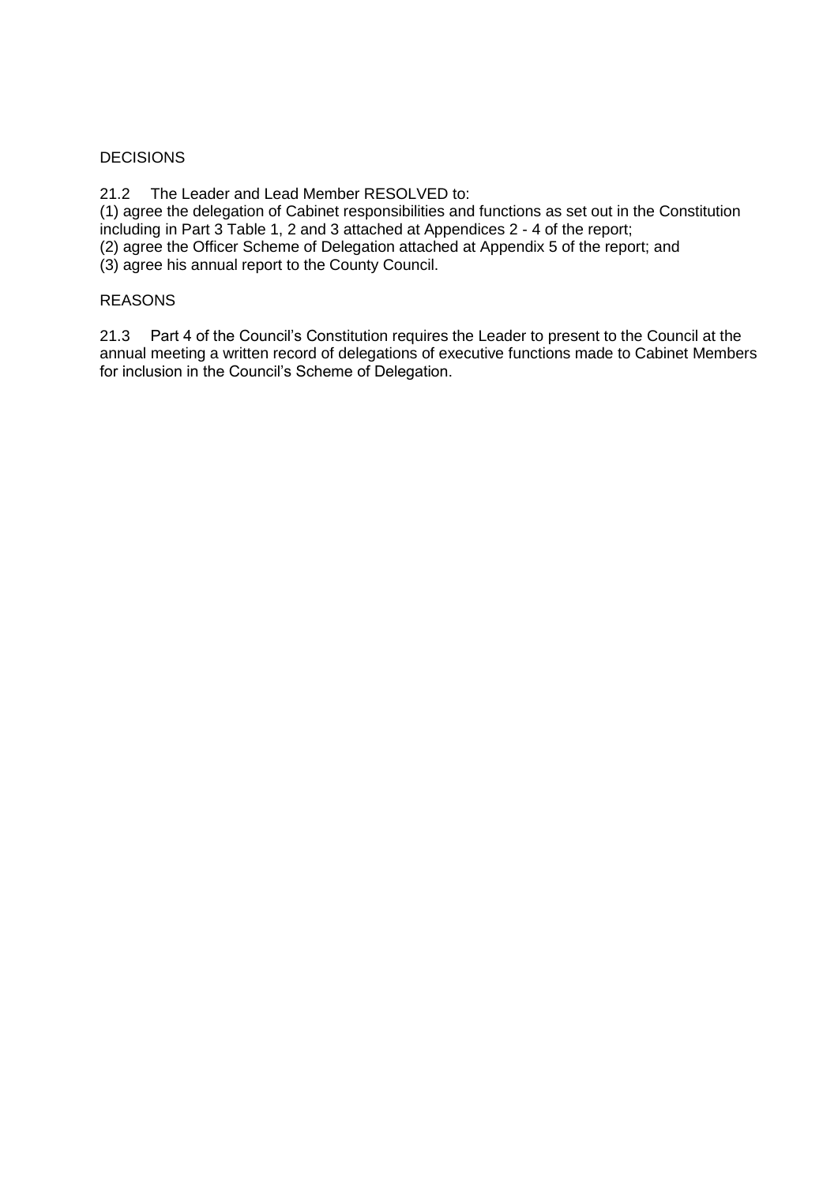DECISIONS

21.2 The Leader and Lead Member RESOLVED to:
(1) agree the delegation of Cabinet responsibilities and functions as set out in the Constitution including in Part 3 Table 1, 2 and 3 attached at Appendices 2 - 4 of the report;
(2) agree the Officer Scheme of Delegation attached at Appendix 5 of the report; and
(3) agree his annual report to the County Council.

REASONS

21.3 Part 4 of the Council's Constitution requires the Leader to present to the Council at the annual meeting a written record of delegations of executive functions made to Cabinet Members for inclusion in the Council's Scheme of Delegation.